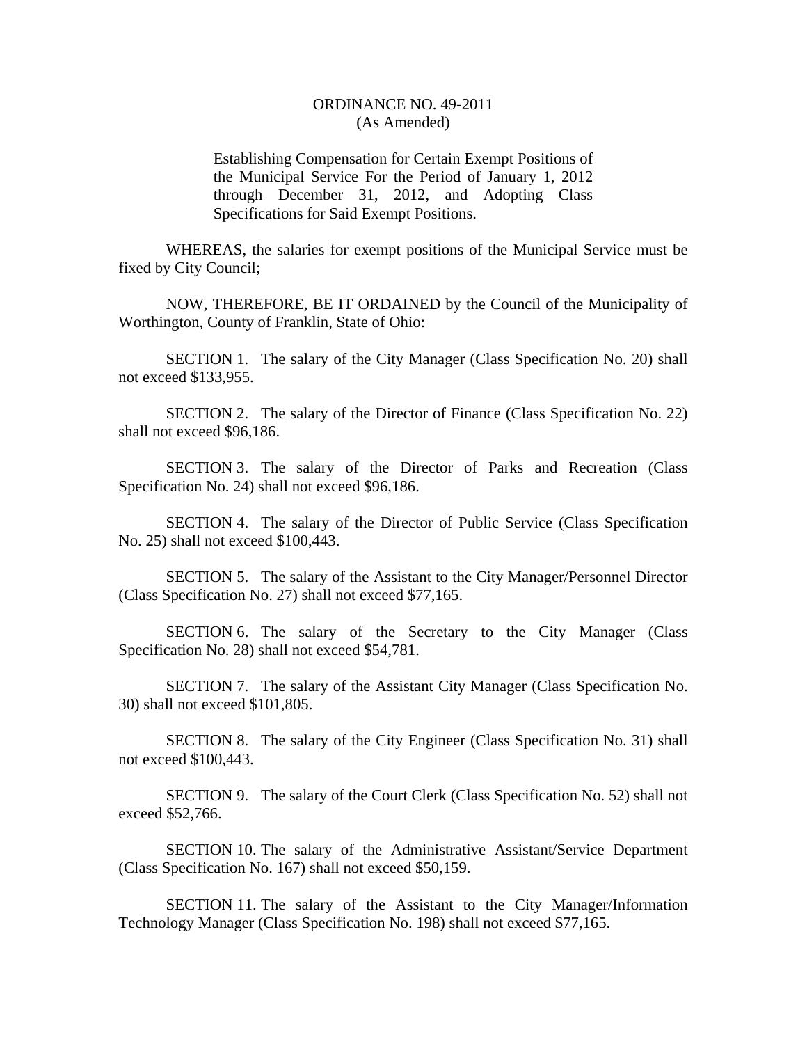# ORDINANCE NO. 49-2011
(As Amended)

Establishing Compensation for Certain Exempt Positions of the Municipal Service For the Period of January 1, 2012 through December 31, 2012, and Adopting Class Specifications for Said Exempt Positions.

WHEREAS, the salaries for exempt positions of the Municipal Service must be fixed by City Council;

NOW, THEREFORE, BE IT ORDAINED by the Council of the Municipality of Worthington, County of Franklin, State of Ohio:

SECTION 1. The salary of the City Manager (Class Specification No. 20) shall not exceed $133,955.

SECTION 2. The salary of the Director of Finance (Class Specification No. 22) shall not exceed $96,186.

SECTION 3. The salary of the Director of Parks and Recreation (Class Specification No. 24) shall not exceed $96,186.

SECTION 4. The salary of the Director of Public Service (Class Specification No. 25) shall not exceed $100,443.

SECTION 5. The salary of the Assistant to the City Manager/Personnel Director (Class Specification No. 27) shall not exceed $77,165.

SECTION 6. The salary of the Secretary to the City Manager (Class Specification No. 28) shall not exceed $54,781.

SECTION 7. The salary of the Assistant City Manager (Class Specification No. 30) shall not exceed $101,805.

SECTION 8. The salary of the City Engineer (Class Specification No. 31) shall not exceed $100,443.

SECTION 9. The salary of the Court Clerk (Class Specification No. 52) shall not exceed $52,766.

SECTION 10. The salary of the Administrative Assistant/Service Department (Class Specification No. 167) shall not exceed $50,159.

SECTION 11. The salary of the Assistant to the City Manager/Information Technology Manager (Class Specification No. 198) shall not exceed $77,165.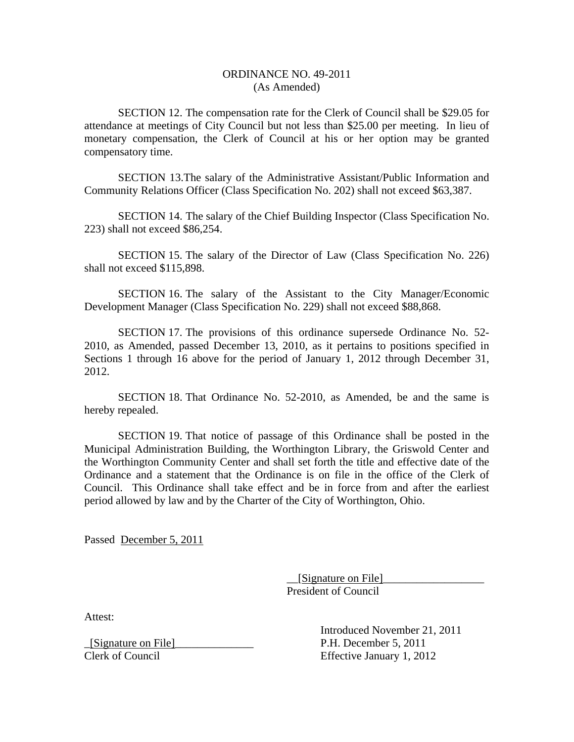ORDINANCE NO. 49-2011
(As Amended)

SECTION 12. The compensation rate for the Clerk of Council shall be $29.05 for attendance at meetings of City Council but not less than $25.00 per meeting. In lieu of monetary compensation, the Clerk of Council at his or her option may be granted compensatory time.

SECTION 13.The salary of the Administrative Assistant/Public Information and Community Relations Officer (Class Specification No. 202) shall not exceed $63,387.

SECTION 14. The salary of the Chief Building Inspector (Class Specification No. 223) shall not exceed $86,254.

SECTION 15. The salary of the Director of Law (Class Specification No. 226) shall not exceed $115,898.

SECTION 16. The salary of the Assistant to the City Manager/Economic Development Manager (Class Specification No. 229) shall not exceed $88,868.

SECTION 17. The provisions of this ordinance supersede Ordinance No. 52-2010, as Amended, passed December 13, 2010, as it pertains to positions specified in Sections 1 through 16 above for the period of January 1, 2012 through December 31, 2012.

SECTION 18. That Ordinance No. 52-2010, as Amended, be and the same is hereby repealed.

SECTION 19. That notice of passage of this Ordinance shall be posted in the Municipal Administration Building, the Worthington Library, the Griswold Center and the Worthington Community Center and shall set forth the title and effective date of the Ordinance and a statement that the Ordinance is on file in the office of the Clerk of Council. This Ordinance shall take effect and be in force from and after the earliest period allowed by law and by the Charter of the City of Worthington, Ohio.

Passed December 5, 2011

__[Signature on File]__________________
President of Council

Attest:

_[Signature on File]______________
Clerk of Council

Introduced November 21, 2011
P.H. December 5, 2011
Effective January 1, 2012